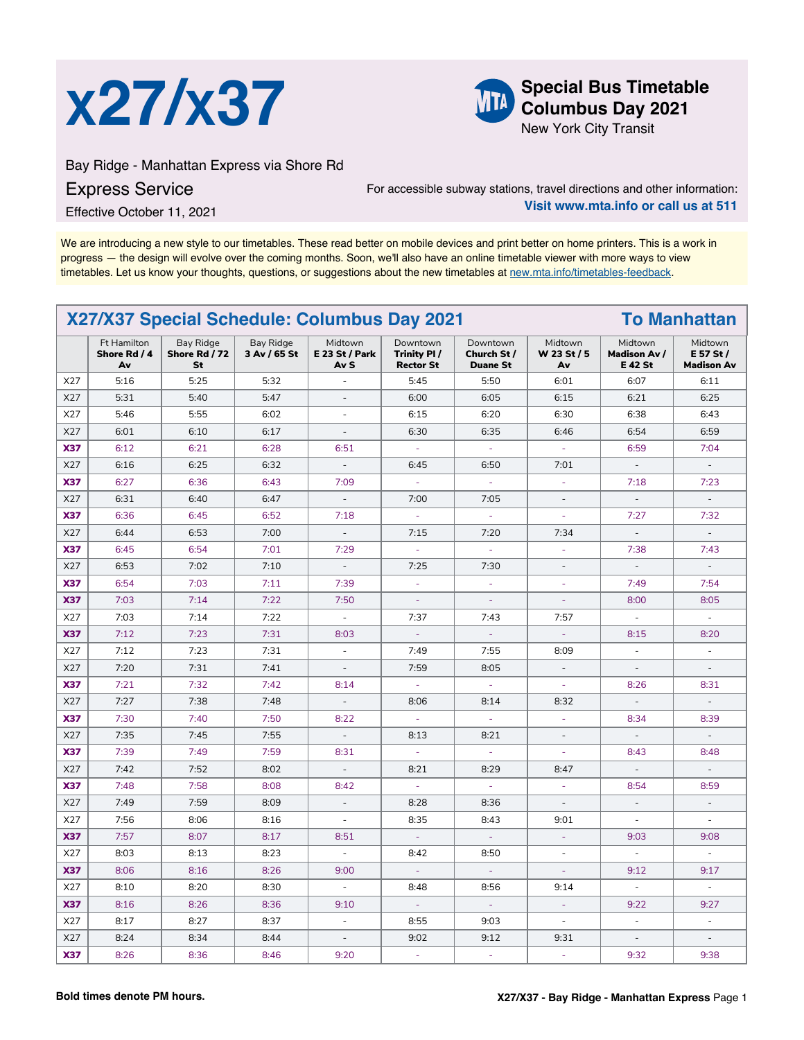# x27/x37

**Special Bus Timetable Columbus Day 2021**
New York City Transit

Bay Ridge - Manhattan Express via Shore Rd

Express Service

Effective October 11, 2021

For accessible subway stations, travel directions and other information:
**Visit www.mta.info or call us at 511**

We are introducing a new style to our timetables. These read better on mobile devices and print better on home printers. This is a work in progress — the design will evolve over the coming months. Soon, we'll also have an online timetable viewer with more ways to view timetables. Let us know your thoughts, questions, or suggestions about the new timetables at new.mta.info/timetables-feedback.

## X27/X37 Special Schedule: Columbus Day 2021 — To Manhattan

| | Ft Hamilton Shore Rd / 4 Av | Bay Ridge Shore Rd / 72 St | Bay Ridge 3 Av / 65 St | Midtown E 23 St / Park Av S | Downtown Trinity Pl / Rector St | Downtown Church St / Duane St | Midtown W 23 St / 5 Av | Midtown Madison Av / E 42 St | Midtown E 57 St / Madison Av |
|---|---|---|---|---|---|---|---|---|---|
| X27 | 5:16 | 5:25 | 5:32 | - | 5:45 | 5:50 | 6:01 | 6:07 | 6:11 |
| X27 | 5:31 | 5:40 | 5:47 | - | 6:00 | 6:05 | 6:15 | 6:21 | 6:25 |
| X27 | 5:46 | 5:55 | 6:02 | - | 6:15 | 6:20 | 6:30 | 6:38 | 6:43 |
| X27 | 6:01 | 6:10 | 6:17 | - | 6:30 | 6:35 | 6:46 | 6:54 | 6:59 |
| X37 | 6:12 | 6:21 | 6:28 | 6:51 | - | - | - | 6:59 | 7:04 |
| X27 | 6:16 | 6:25 | 6:32 | - | 6:45 | 6:50 | 7:01 | - | - |
| X37 | 6:27 | 6:36 | 6:43 | 7:09 | - | - | - | 7:18 | 7:23 |
| X27 | 6:31 | 6:40 | 6:47 | - | 7:00 | 7:05 | - | - | - |
| X37 | 6:36 | 6:45 | 6:52 | 7:18 | - | - | - | 7:27 | 7:32 |
| X27 | 6:44 | 6:53 | 7:00 | - | 7:15 | 7:20 | 7:34 | - | - |
| X37 | 6:45 | 6:54 | 7:01 | 7:29 | - | - | - | 7:38 | 7:43 |
| X27 | 6:53 | 7:02 | 7:10 | - | 7:25 | 7:30 | - | - | - |
| X37 | 6:54 | 7:03 | 7:11 | 7:39 | - | - | - | 7:49 | 7:54 |
| X37 | 7:03 | 7:14 | 7:22 | 7:50 | - | - | - | 8:00 | 8:05 |
| X27 | 7:03 | 7:14 | 7:22 | - | 7:37 | 7:43 | 7:57 | - | - |
| X37 | 7:12 | 7:23 | 7:31 | 8:03 | - | - | - | 8:15 | 8:20 |
| X27 | 7:12 | 7:23 | 7:31 | - | 7:49 | 7:55 | 8:09 | - | - |
| X27 | 7:20 | 7:31 | 7:41 | - | 7:59 | 8:05 | - | - | - |
| X37 | 7:21 | 7:32 | 7:42 | 8:14 | - | - | - | 8:26 | 8:31 |
| X27 | 7:27 | 7:38 | 7:48 | - | 8:06 | 8:14 | 8:32 | - | - |
| X37 | 7:30 | 7:40 | 7:50 | 8:22 | - | - | - | 8:34 | 8:39 |
| X27 | 7:35 | 7:45 | 7:55 | - | 8:13 | 8:21 | - | - | - |
| X37 | 7:39 | 7:49 | 7:59 | 8:31 | - | - | - | 8:43 | 8:48 |
| X27 | 7:42 | 7:52 | 8:02 | - | 8:21 | 8:29 | 8:47 | - | - |
| X37 | 7:48 | 7:58 | 8:08 | 8:42 | - | - | - | 8:54 | 8:59 |
| X27 | 7:49 | 7:59 | 8:09 | - | 8:28 | 8:36 | - | - | - |
| X27 | 7:56 | 8:06 | 8:16 | - | 8:35 | 8:43 | 9:01 | - | - |
| X37 | 7:57 | 8:07 | 8:17 | 8:51 | - | - | - | 9:03 | 9:08 |
| X27 | 8:03 | 8:13 | 8:23 | - | 8:42 | 8:50 | - | - | - |
| X37 | 8:06 | 8:16 | 8:26 | 9:00 | - | - | - | 9:12 | 9:17 |
| X27 | 8:10 | 8:20 | 8:30 | - | 8:48 | 8:56 | 9:14 | - | - |
| X37 | 8:16 | 8:26 | 8:36 | 9:10 | - | - | - | 9:22 | 9:27 |
| X27 | 8:17 | 8:27 | 8:37 | - | 8:55 | 9:03 | - | - | - |
| X27 | 8:24 | 8:34 | 8:44 | - | 9:02 | 9:12 | 9:31 | - | - |
| X37 | 8:26 | 8:36 | 8:46 | 9:20 | - | - | - | 9:32 | 9:38 |

**Bold times denote PM hours.**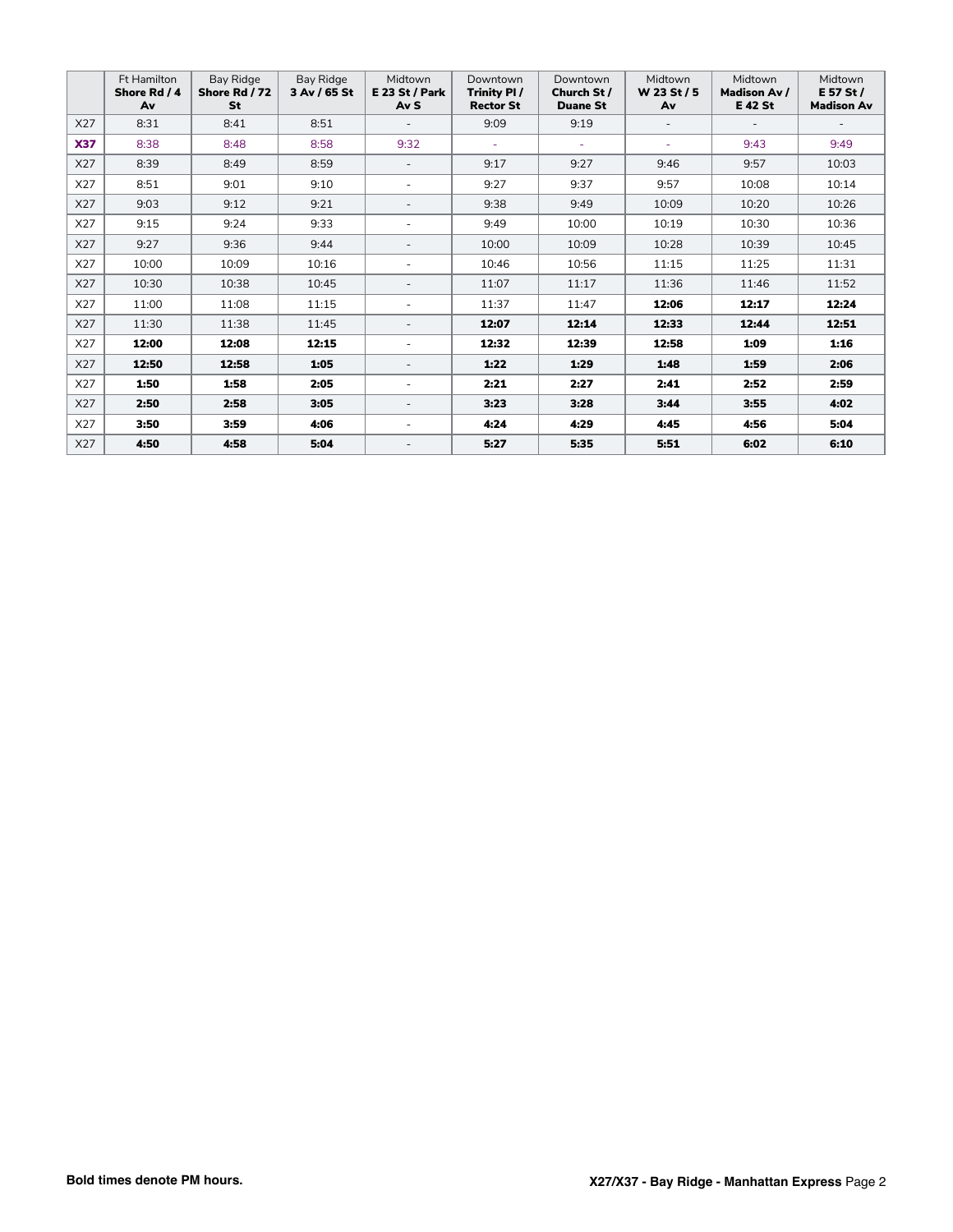| | Ft Hamilton **Shore Rd / 4 Av** | Bay Ridge **Shore Rd / 72 St** | Bay Ridge **3 Av / 65 St** | Midtown **E 23 St / Park Av S** | Downtown **Trinity Pl / Rector St** | Downtown **Church St / Duane St** | Midtown **W 23 St / 5 Av** | Midtown **Madison Av / E 42 St** | Midtown **E 57 St / Madison Av** |
|---|---|---|---|---|---|---|---|---|---|
| X27 | 8:31 | 8:41 | 8:51 | - | 9:09 | 9:19 | - | - | - |
| **X37** | 8:38 | 8:48 | 8:58 | 9:32 | - | - | - | 9:43 | 9:49 |
| X27 | 8:39 | 8:49 | 8:59 | - | 9:17 | 9:27 | 9:46 | 9:57 | 10:03 |
| X27 | 8:51 | 9:01 | 9:10 | - | 9:27 | 9:37 | 9:57 | 10:08 | 10:14 |
| X27 | 9:03 | 9:12 | 9:21 | - | 9:38 | 9:49 | 10:09 | 10:20 | 10:26 |
| X27 | 9:15 | 9:24 | 9:33 | - | 9:49 | 10:00 | 10:19 | 10:30 | 10:36 |
| X27 | 9:27 | 9:36 | 9:44 | - | 10:00 | 10:09 | 10:28 | 10:39 | 10:45 |
| X27 | 10:00 | 10:09 | 10:16 | - | 10:46 | 10:56 | 11:15 | 11:25 | 11:31 |
| X27 | 10:30 | 10:38 | 10:45 | - | 11:07 | 11:17 | 11:36 | 11:46 | 11:52 |
| X27 | 11:00 | 11:08 | 11:15 | - | 11:37 | 11:47 | **12:06** | **12:17** | **12:24** |
| X27 | 11:30 | 11:38 | 11:45 | - | **12:07** | **12:14** | **12:33** | **12:44** | **12:51** |
| X27 | **12:00** | **12:08** | **12:15** | - | **12:32** | **12:39** | **12:58** | **1:09** | **1:16** |
| X27 | **12:50** | **12:58** | **1:05** | - | **1:22** | **1:29** | **1:48** | **1:59** | **2:06** |
| X27 | **1:50** | **1:58** | **2:05** | - | **2:21** | **2:27** | **2:41** | **2:52** | **2:59** |
| X27 | **2:50** | **2:58** | **3:05** | - | **3:23** | **3:28** | **3:44** | **3:55** | **4:02** |
| X27 | **3:50** | **3:59** | **4:06** | - | **4:24** | **4:29** | **4:45** | **4:56** | **5:04** |
| X27 | **4:50** | **4:58** | **5:04** | - | **5:27** | **5:35** | **5:51** | **6:02** | **6:10** |

**Bold times denote PM hours.**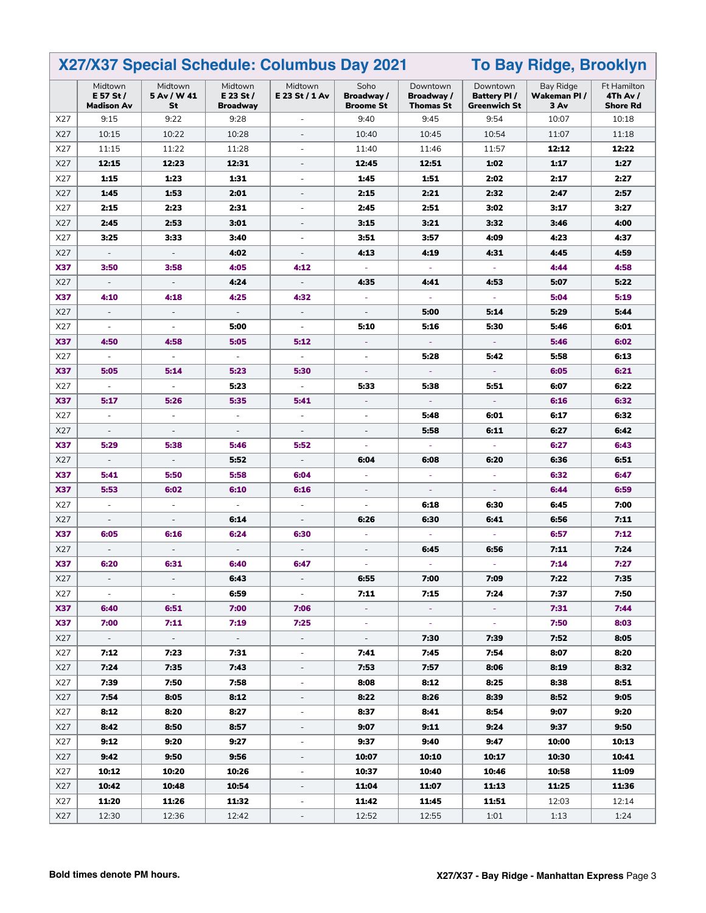# X27/X37 Special Schedule: Columbus Day 2021 — To Bay Ridge, Brooklyn

| | Midtown E 57 St / Madison Av | Midtown 5 Av / W 41 St | Midtown E 23 St / Broadway | Midtown E 23 St / 1 Av | Soho Broadway / Broome St | Downtown Broadway / Thomas St | Downtown Battery Pl / Greenwich St | Bay Ridge Wakeman Pl / 3 Av | Ft Hamilton 4Th Av / Shore Rd |
|---|---|---|---|---|---|---|---|---|---|
| X27 | 9:15 | 9:22 | 9:28 | - | 9:40 | 9:45 | 9:54 | 10:07 | 10:18 |
| X27 | 10:15 | 10:22 | 10:28 | - | 10:40 | 10:45 | 10:54 | 11:07 | 11:18 |
| X27 | 11:15 | 11:22 | 11:28 | - | 11:40 | 11:46 | 11:57 | **12:12** | **12:22** |
| X27 | **12:15** | **12:23** | **12:31** | - | **12:45** | **12:51** | **1:02** | **1:17** | **1:27** |
| X27 | **1:15** | **1:23** | **1:31** | - | **1:45** | **1:51** | **2:02** | **2:17** | **2:27** |
| X27 | **1:45** | **1:53** | **2:01** | - | **2:15** | **2:21** | **2:32** | **2:47** | **2:57** |
| X27 | **2:15** | **2:23** | **2:31** | - | **2:45** | **2:51** | **3:02** | **3:17** | **3:27** |
| X27 | **2:45** | **2:53** | **3:01** | - | **3:15** | **3:21** | **3:32** | **3:46** | **4:00** |
| X27 | **3:25** | **3:33** | **3:40** | - | **3:51** | **3:57** | **4:09** | **4:23** | **4:37** |
| X27 | - | - | **4:02** | - | **4:13** | **4:19** | **4:31** | **4:45** | **4:59** |
| **X37** | **3:50** | **3:58** | **4:05** | **4:12** | - | - | - | **4:44** | **4:58** |
| X27 | - | - | **4:24** | - | **4:35** | **4:41** | **4:53** | **5:07** | **5:22** |
| **X37** | **4:10** | **4:18** | **4:25** | **4:32** | - | - | - | **5:04** | **5:19** |
| X27 | - | - | - | - | - | **5:00** | **5:14** | **5:29** | **5:44** |
| X27 | - | - | **5:00** | - | **5:10** | **5:16** | **5:30** | **5:46** | **6:01** |
| **X37** | **4:50** | **4:58** | **5:05** | **5:12** | - | - | - | **5:46** | **6:02** |
| X27 | - | - | - | - | - | **5:28** | **5:42** | **5:58** | **6:13** |
| **X37** | **5:05** | **5:14** | **5:23** | **5:30** | - | - | - | **6:05** | **6:21** |
| X27 | - | - | **5:23** | - | **5:33** | **5:38** | **5:51** | **6:07** | **6:22** |
| **X37** | **5:17** | **5:26** | **5:35** | **5:41** | - | - | - | **6:16** | **6:32** |
| X27 | - | - | - | - | - | **5:48** | **6:01** | **6:17** | **6:32** |
| X27 | - | - | - | - | - | **5:58** | **6:11** | **6:27** | **6:42** |
| **X37** | **5:29** | **5:38** | **5:46** | **5:52** | - | - | - | **6:27** | **6:43** |
| X27 | - | - | **5:52** | - | **6:04** | **6:08** | **6:20** | **6:36** | **6:51** |
| **X37** | **5:41** | **5:50** | **5:58** | **6:04** | - | - | - | **6:32** | **6:47** |
| **X37** | **5:53** | **6:02** | **6:10** | **6:16** | - | - | - | **6:44** | **6:59** |
| X27 | - | - | - | - | - | **6:18** | **6:30** | **6:45** | **7:00** |
| X27 | - | - | **6:14** | - | **6:26** | **6:30** | **6:41** | **6:56** | **7:11** |
| **X37** | **6:05** | **6:16** | **6:24** | **6:30** | - | - | - | **6:57** | **7:12** |
| X27 | - | - | - | - | - | **6:45** | **6:56** | **7:11** | **7:24** |
| **X37** | **6:20** | **6:31** | **6:40** | **6:47** | - | - | - | **7:14** | **7:27** |
| X27 | - | - | **6:43** | - | **6:55** | **7:00** | **7:09** | **7:22** | **7:35** |
| X27 | - | - | **6:59** | - | **7:11** | **7:15** | **7:24** | **7:37** | **7:50** |
| **X37** | **6:40** | **6:51** | **7:00** | **7:06** | - | - | - | **7:31** | **7:44** |
| **X37** | **7:00** | **7:11** | **7:19** | **7:25** | - | - | - | **7:50** | **8:03** |
| X27 | - | - | - | - | - | **7:30** | **7:39** | **7:52** | **8:05** |
| X27 | **7:12** | **7:23** | **7:31** | - | **7:41** | **7:45** | **7:54** | **8:07** | **8:20** |
| X27 | **7:24** | **7:35** | **7:43** | - | **7:53** | **7:57** | **8:06** | **8:19** | **8:32** |
| X27 | **7:39** | **7:50** | **7:58** | - | **8:08** | **8:12** | **8:25** | **8:38** | **8:51** |
| X27 | **7:54** | **8:05** | **8:12** | - | **8:22** | **8:26** | **8:39** | **8:52** | **9:05** |
| X27 | **8:12** | **8:20** | **8:27** | - | **8:37** | **8:41** | **8:54** | **9:07** | **9:20** |
| X27 | **8:42** | **8:50** | **8:57** | - | **9:07** | **9:11** | **9:24** | **9:37** | **9:50** |
| X27 | **9:12** | **9:20** | **9:27** | - | **9:37** | **9:40** | **9:47** | **10:00** | **10:13** |
| X27 | **9:42** | **9:50** | **9:56** | - | **10:07** | **10:10** | **10:17** | **10:30** | **10:41** |
| X27 | **10:12** | **10:20** | **10:26** | - | **10:37** | **10:40** | **10:46** | **10:58** | **11:09** |
| X27 | **10:42** | **10:48** | **10:54** | - | **11:04** | **11:07** | **11:13** | **11:25** | **11:36** |
| X27 | **11:20** | **11:26** | **11:32** | - | **11:42** | **11:45** | **11:51** | 12:03 | 12:14 |
| X27 | 12:30 | 12:36 | 12:42 | - | 12:52 | 12:55 | 1:01 | 1:13 | 1:24 |

**Bold times denote PM hours.**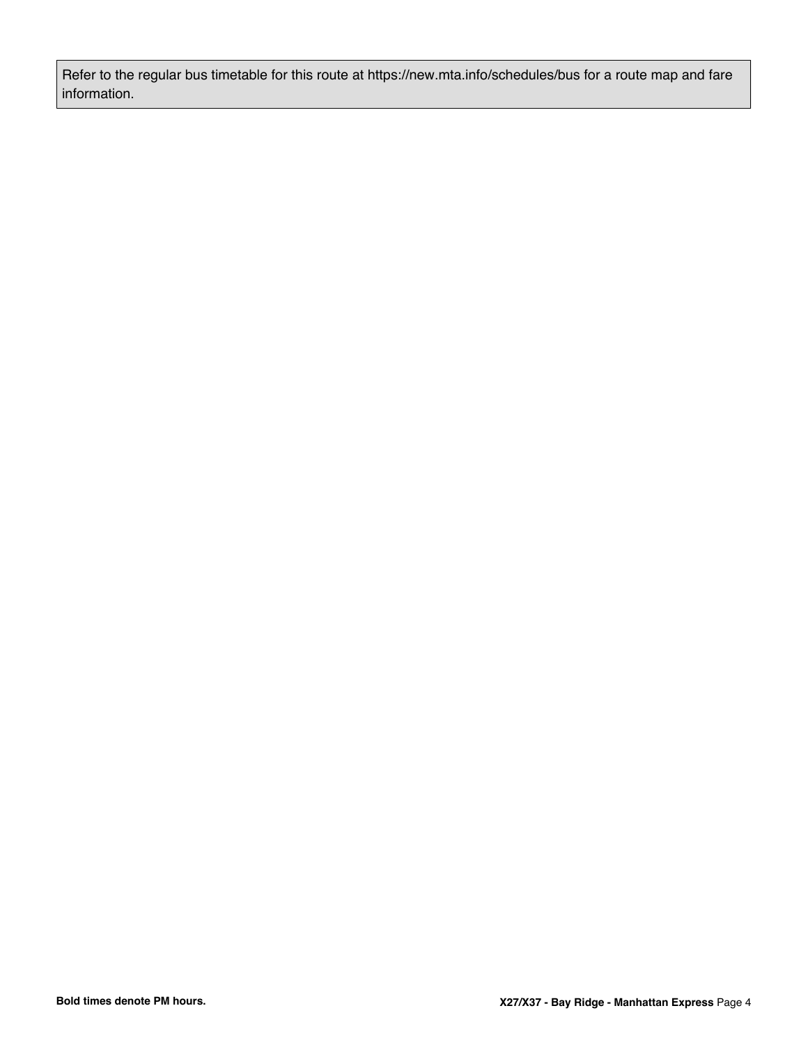Refer to the regular bus timetable for this route at https://new.mta.info/schedules/bus for a route map and fare information.